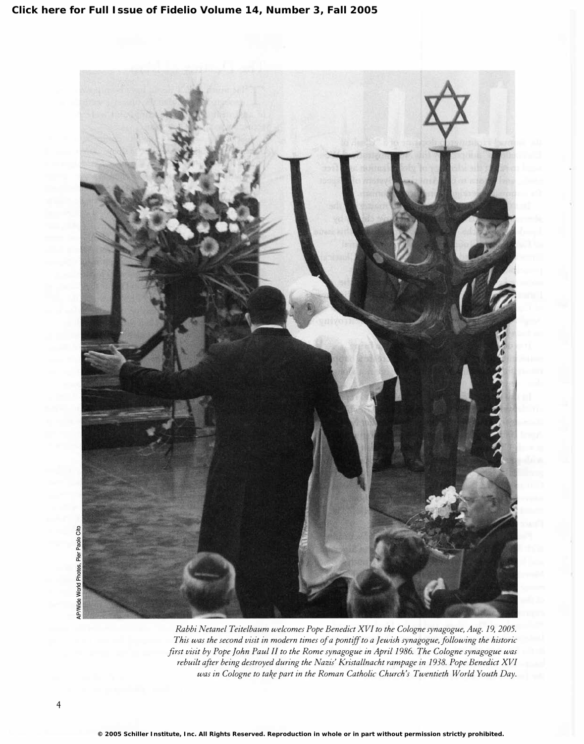Click here for Full Issue of Fidelio Volume 14, Number 3, Fall 2005

AP/Wide World Photos, Pier Paolo Cito

*Rabbi Netanel Teitelbaum welcomes Pope Benedict XVI to the Cologne synagogue, Aug. 19, 2005. This was the second visit in modern times of a pontiff to a Jewish synagogue, following the historic first visit by Pope John Paul II to the Rome synagogue in April 1986. The Cologne synagogue was rebuilt after being destroyed during the Nazis' Kristallnacht rampage in 1938. Pope Benedict XVI was in Cologne to take part in the Roman Catholic Church's Twentieth World Youth Day.*

© 2005 Schiller Institute, Inc. All Rights Reserved. Reproduction in whole or in part without permission strictly prohibited.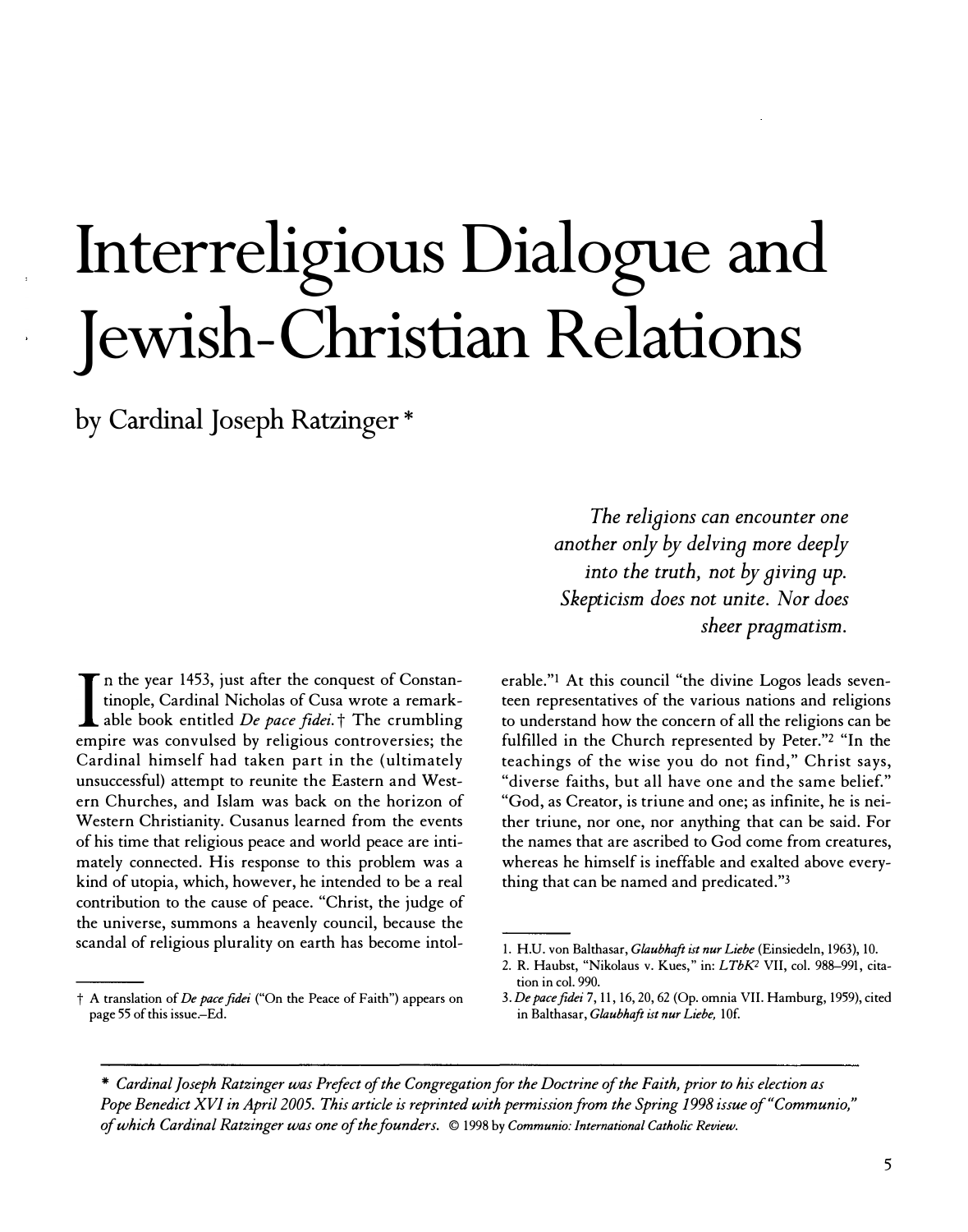# Interreligious Dialogue and Jewish-Christian Relations

## by Cardinal Joseph Ratzinger *

*The religions can encounter one another only by delving more deeply into the truth, not by giving up. Skepticism does not unite. Nor does sheer pragmatism.*

In the year 1453, just after the conquest of Constantinople, Cardinal Nicholas of Cusa wrote a remarkable book entitled *De pace fidei.*† The crumbling empire was convulsed by religious controversies; the Cardinal himself had taken part in the (ultimately unsuccessful) attempt to reunite the Eastern and Western Churches, and Islam was back on the horizon of Western Christianity. Cusanus learned from the events of his time that religious peace and world peace are intimately connected. His response to this problem was a kind of utopia, which, however, he intended to be a real contribution to the cause of peace. "Christ, the judge of the universe, summons a heavenly council, because the scandal of religious plurality on earth has become intolerable."[1] At this council "the divine Logos leads seventeen representatives of the various nations and religions to understand how the concern of all the religions can be fulfilled in the Church represented by Peter."[2] "In the teachings of the wise you do not find," Christ says, "diverse faiths, but all have one and the same belief." "God, as Creator, is triune and one; as infinite, he is neither triune, nor one, nor anything that can be said. For the names that are ascribed to God come from creatures, whereas he himself is ineffable and exalted above everything that can be named and predicated."[3]

---

† A translation of *De pace fidei* ("On the Peace of Faith") appears on page 55 of this issue.–Ed.

1. H.U. von Balthasar, *Glaubhaft ist nur Liebe* (Einsiedeln, 1963), 10.
2. R. Haubst, "Nikolaus v. Kues," in: *LTbK*[2] VII, col. 988–991, citation in col. 990.
3. *De pace fidei* 7, 11, 16, 20, 62 (Op. omnia VII. Hamburg, 1959), cited in Balthasar, *Glaubhaft ist nur Liebe,* 10f.

---

* *Cardinal Joseph Ratzinger was Prefect of the Congregation for the Doctrine of the Faith, prior to his election as Pope Benedict XVI in April 2005. This article is reprinted with permission from the Spring 1998 issue of "Communio," of which Cardinal Ratzinger was one of the founders.* © 1998 by *Communio: International Catholic Review.*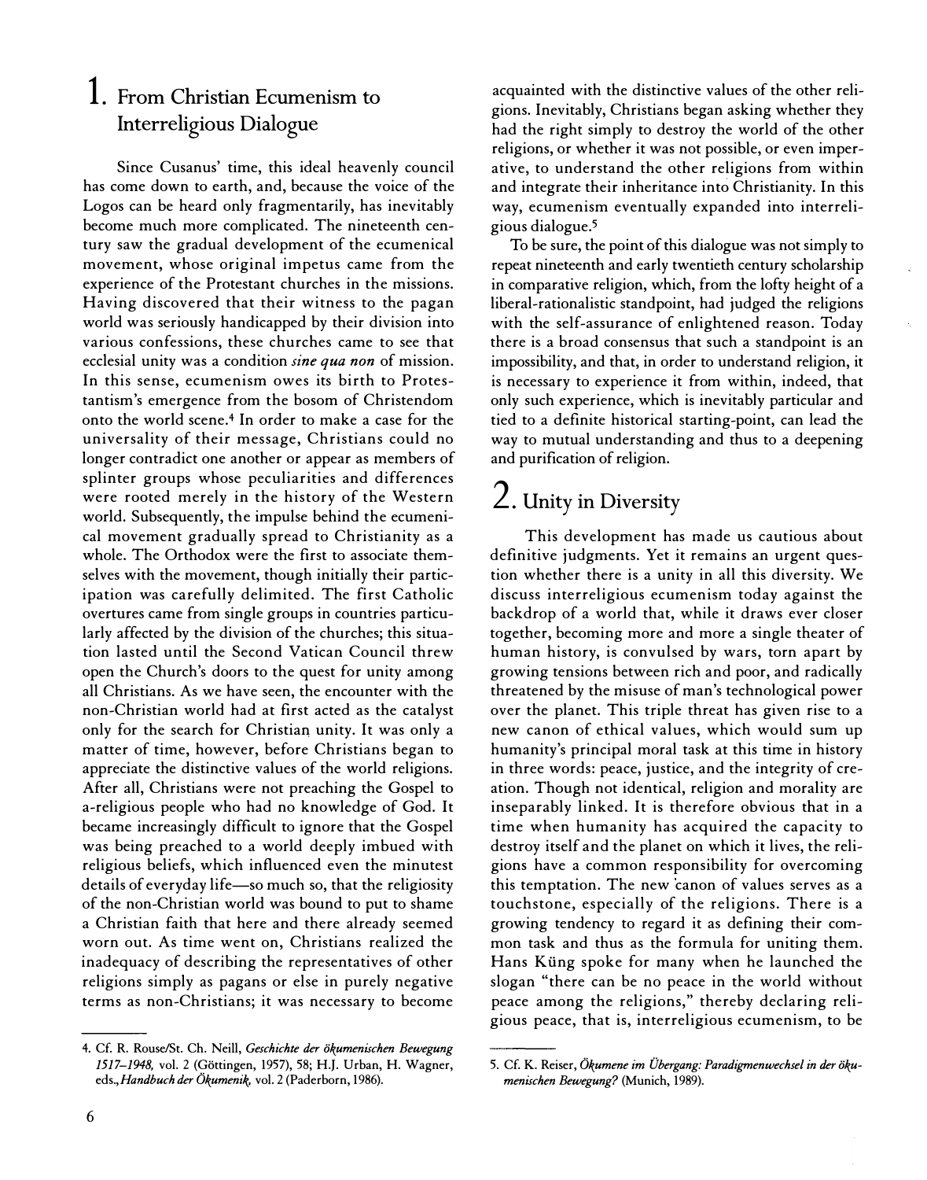## 1. From Christian Ecumenism to Interreligious Dialogue

Since Cusanus' time, this ideal heavenly council has come down to earth, and, because the voice of the Logos can be heard only fragmentarily, has inevitably become much more complicated. The nineteenth century saw the gradual development of the ecumenical movement, whose original impetus came from the experience of the Protestant churches in the missions. Having discovered that their witness to the pagan world was seriously handicapped by their division into various confessions, these churches came to see that ecclesial unity was a condition *sine qua non* of mission. In this sense, ecumenism owes its birth to Protestantism's emergence from the bosom of Christendom onto the world scene.[4] In order to make a case for the universality of their message, Christians could no longer contradict one another or appear as members of splinter groups whose peculiarities and differences were rooted merely in the history of the Western world. Subsequently, the impulse behind the ecumenical movement gradually spread to Christianity as a whole. The Orthodox were the first to associate themselves with the movement, though initially their participation was carefully delimited. The first Catholic overtures came from single groups in countries particularly affected by the division of the churches; this situation lasted until the Second Vatican Council threw open the Church's doors to the quest for unity among all Christians. As we have seen, the encounter with the non-Christian world had at first acted as the catalyst only for the search for Christian unity. It was only a matter of time, however, before Christians began to appreciate the distinctive values of the world religions. After all, Christians were not preaching the Gospel to a-religious people who had no knowledge of God. It became increasingly difficult to ignore that the Gospel was being preached to a world deeply imbued with religious beliefs, which influenced even the minutest details of everyday life—so much so, that the religiosity of the non-Christian world was bound to put to shame a Christian faith that here and there already seemed worn out. As time went on, Christians realized the inadequacy of describing the representatives of other religions simply as pagans or else in purely negative terms as non-Christians; it was necessary to become acquainted with the distinctive values of the other religions. Inevitably, Christians began asking whether they had the right simply to destroy the world of the other religions, or whether it was not possible, or even imperative, to understand the other religions from within and integrate their inheritance into Christianity. In this way, ecumenism eventually expanded into interreligious dialogue.[5]

To be sure, the point of this dialogue was not simply to repeat nineteenth and early twentieth century scholarship in comparative religion, which, from the lofty height of a liberal-rationalistic standpoint, had judged the religions with the self-assurance of enlightened reason. Today there is a broad consensus that such a standpoint is an impossibility, and that, in order to understand religion, it is necessary to experience it from within, indeed, that only such experience, which is inevitably particular and tied to a definite historical starting-point, can lead the way to mutual understanding and thus to a deepening and purification of religion.

## 2. Unity in Diversity

This development has made us cautious about definitive judgments. Yet it remains an urgent question whether there is a unity in all this diversity. We discuss interreligious ecumenism today against the backdrop of a world that, while it draws ever closer together, becoming more and more a single theater of human history, is convulsed by wars, torn apart by growing tensions between rich and poor, and radically threatened by the misuse of man's technological power over the planet. This triple threat has given rise to a new canon of ethical values, which would sum up humanity's principal moral task at this time in history in three words: peace, justice, and the integrity of creation. Though not identical, religion and morality are inseparably linked. It is therefore obvious that in a time when humanity has acquired the capacity to destroy itself and the planet on which it lives, the religions have a common responsibility for overcoming this temptation. The new canon of values serves as a touchstone, especially of the religions. There is a growing tendency to regard it as defining their common task and thus as the formula for uniting them. Hans Küng spoke for many when he launched the slogan "there can be no peace in the world without peace among the religions," thereby declaring religious peace, that is, interreligious ecumenism, to be

---

4. Cf. R. Rouse/St. Ch. Neill, *Geschichte der ökumenischen Bewegung 1517–1948*, vol. 2 (Göttingen, 1957), 58; H.J. Urban, H. Wagner, eds., *Handbuch der Ökumenik*, vol. 2 (Paderborn, 1986).

5. Cf. K. Reiser, *Ökumene im Übergang: Paradigmenwechsel in der ökumenischen Bewegung?* (Munich, 1989).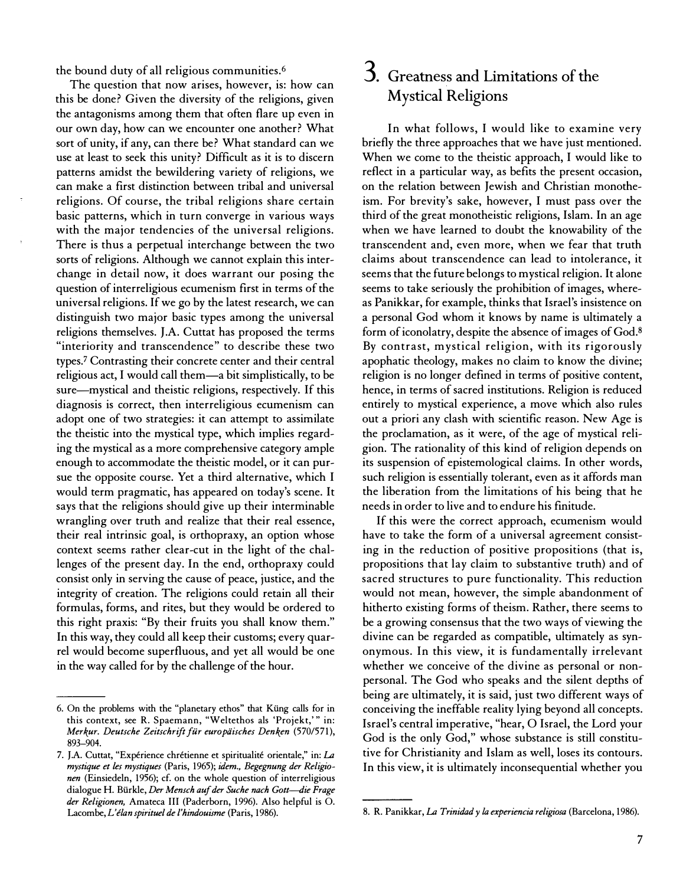the bound duty of all religious communities.[6]

The question that now arises, however, is: how can this be done? Given the diversity of the religions, given the antagonisms among them that often flare up even in our own day, how can we encounter one another? What sort of unity, if any, can there be? What standard can we use at least to seek this unity? Difficult as it is to discern patterns amidst the bewildering variety of religions, we can make a first distinction between tribal and universal religions. Of course, the tribal religions share certain basic patterns, which in turn converge in various ways with the major tendencies of the universal religions. There is thus a perpetual interchange between the two sorts of religions. Although we cannot explain this interchange in detail now, it does warrant our posing the question of interreligious ecumenism first in terms of the universal religions. If we go by the latest research, we can distinguish two major basic types among the universal religions themselves. J.A. Cuttat has proposed the terms "interiority and transcendence" to describe these two types.[7] Contrasting their concrete center and their central religious act, I would call them—a bit simplistically, to be sure—mystical and theistic religions, respectively. If this diagnosis is correct, then interreligious ecumenism can adopt one of two strategies: it can attempt to assimilate the theistic into the mystical type, which implies regarding the mystical as a more comprehensive category ample enough to accommodate the theistic model, or it can pursue the opposite course. Yet a third alternative, which I would term pragmatic, has appeared on today's scene. It says that the religions should give up their interminable wrangling over truth and realize that their real essence, their real intrinsic goal, is orthopraxy, an option whose context seems rather clear-cut in the light of the challenges of the present day. In the end, orthopraxy could consist only in serving the cause of peace, justice, and the integrity of creation. The religions could retain all their formulas, forms, and rites, but they would be ordered to this right praxis: "By their fruits you shall know them." In this way, they could all keep their customs; every quarrel would become superfluous, and yet all would be one in the way called for by the challenge of the hour.

## 3. Greatness and Limitations of the Mystical Religions

In what follows, I would like to examine very briefly the three approaches that we have just mentioned. When we come to the theistic approach, I would like to reflect in a particular way, as befits the present occasion, on the relation between Jewish and Christian monotheism. For brevity's sake, however, I must pass over the third of the great monotheistic religions, Islam. In an age when we have learned to doubt the knowability of the transcendent and, even more, when we fear that truth claims about transcendence can lead to intolerance, it seems that the future belongs to mystical religion. It alone seems to take seriously the prohibition of images, whereas Panikkar, for example, thinks that Israel's insistence on a personal God whom it knows by name is ultimately a form of iconolatry, despite the absence of images of God.[8] By contrast, mystical religion, with its rigorously apophatic theology, makes no claim to know the divine; religion is no longer defined in terms of positive content, hence, in terms of sacred institutions. Religion is reduced entirely to mystical experience, a move which also rules out a priori any clash with scientific reason. New Age is the proclamation, as it were, of the age of mystical religion. The rationality of this kind of religion depends on its suspension of epistemological claims. In other words, such religion is essentially tolerant, even as it affords man the liberation from the limitations of his being that he needs in order to live and to endure his finitude.

If this were the correct approach, ecumenism would have to take the form of a universal agreement consisting in the reduction of positive propositions (that is, propositions that lay claim to substantive truth) and of sacred structures to pure functionality. This reduction would not mean, however, the simple abandonment of hitherto existing forms of theism. Rather, there seems to be a growing consensus that the two ways of viewing the divine can be regarded as compatible, ultimately as synonymous. In this view, it is fundamentally irrelevant whether we conceive of the divine as personal or nonpersonal. The God who speaks and the silent depths of being are ultimately, it is said, just two different ways of conceiving the ineffable reality lying beyond all concepts. Israel's central imperative, "hear, O Israel, the Lord your God is the only God," whose substance is still constitutive for Christianity and Islam as well, loses its contours. In this view, it is ultimately inconsequential whether you

---

6. On the problems with the "planetary ethos" that Küng calls for in this context, see R. Spaemann, "Weltethos als 'Projekt,'" in: *Merkur. Deutsche Zeitschrift für europäisches Denken* (570/571), 893–904.

7. J.A. Cuttat, "Expérience chrétienne et spiritualité orientale," in: *La mystique et les mystiques* (Paris, 1965); *idem., Begegnung der Religionen* (Einsiedeln, 1956); cf. on the whole question of interreligious dialogue H. Bürkle, *Der Mensch auf der Suche nach Gott—die Frage der Religionen,* Amateca III (Paderborn, 1996). Also helpful is O. Lacombe, *L'élan spirituel de l'hindouisme* (Paris, 1986).

8. R. Panikkar, *La Trinidad y la experiencia religiosa* (Barcelona, 1986).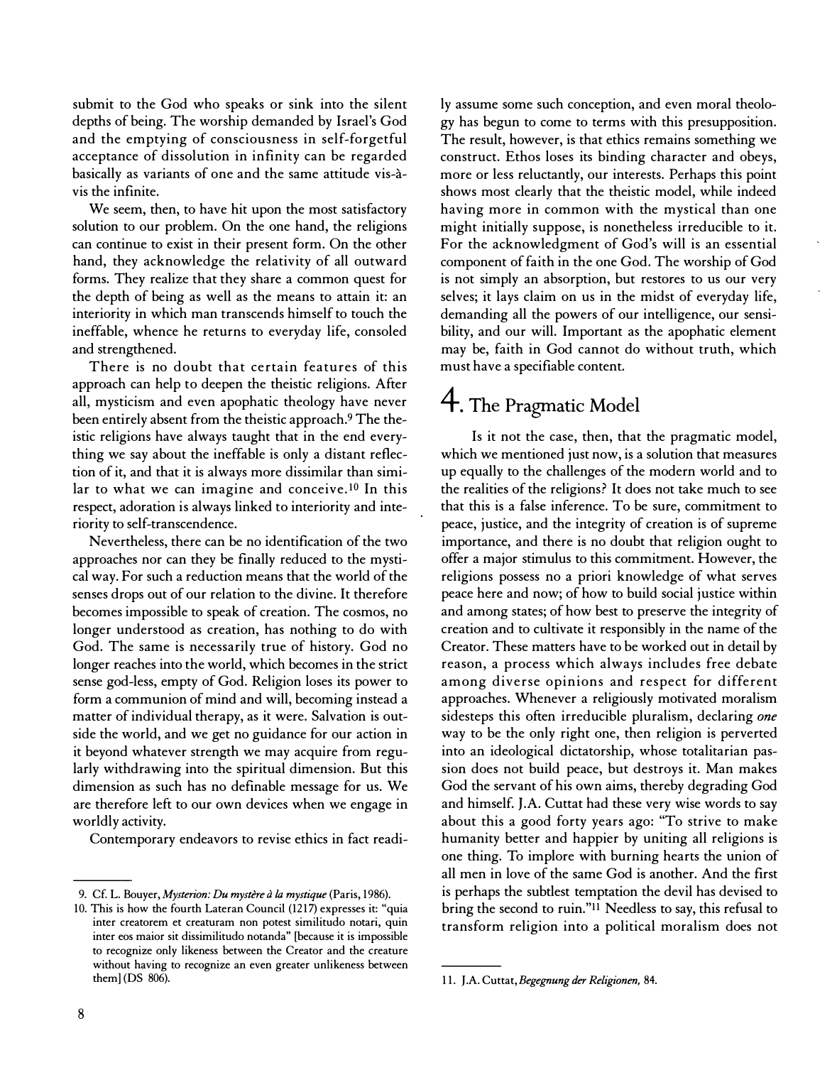submit to the God who speaks or sink into the silent depths of being. The worship demanded by Israel's God and the emptying of consciousness in self-forgetful acceptance of dissolution in infinity can be regarded basically as variants of one and the same attitude vis-à-vis the infinite.

We seem, then, to have hit upon the most satisfactory solution to our problem. On the one hand, the religions can continue to exist in their present form. On the other hand, they acknowledge the relativity of all outward forms. They realize that they share a common quest for the depth of being as well as the means to attain it: an interiority in which man transcends himself to touch the ineffable, whence he returns to everyday life, consoled and strengthened.

There is no doubt that certain features of this approach can help to deepen the theistic religions. After all, mysticism and even apophatic theology have never been entirely absent from the theistic approach.[9] The theistic religions have always taught that in the end everything we say about the ineffable is only a distant reflection of it, and that it is always more dissimilar than similar to what we can imagine and conceive.[10] In this respect, adoration is always linked to interiority and interiority to self-transcendence.

Nevertheless, there can be no identification of the two approaches nor can they be finally reduced to the mystical way. For such a reduction means that the world of the senses drops out of our relation to the divine. It therefore becomes impossible to speak of creation. The cosmos, no longer understood as creation, has nothing to do with God. The same is necessarily true of history. God no longer reaches into the world, which becomes in the strict sense god-less, empty of God. Religion loses its power to form a communion of mind and will, becoming instead a matter of individual therapy, as it were. Salvation is outside the world, and we get no guidance for our action in it beyond whatever strength we may acquire from regularly withdrawing into the spiritual dimension. But this dimension as such has no definable message for us. We are therefore left to our own devices when we engage in worldly activity.

Contemporary endeavors to revise ethics in fact readily assume some such conception, and even moral theology has begun to come to terms with this presupposition. The result, however, is that ethics remains something we construct. Ethos loses its binding character and obeys, more or less reluctantly, our interests. Perhaps this point shows most clearly that the theistic model, while indeed having more in common with the mystical than one might initially suppose, is nonetheless irreducible to it. For the acknowledgment of God's will is an essential component of faith in the one God. The worship of God is not simply an absorption, but restores to us our very selves; it lays claim on us in the midst of everyday life, demanding all the powers of our intelligence, our sensibility, and our will. Important as the apophatic element may be, faith in God cannot do without truth, which must have a specifiable content.

## 4. The Pragmatic Model

Is it not the case, then, that the pragmatic model, which we mentioned just now, is a solution that measures up equally to the challenges of the modern world and to the realities of the religions? It does not take much to see that this is a false inference. To be sure, commitment to peace, justice, and the integrity of creation is of supreme importance, and there is no doubt that religion ought to offer a major stimulus to this commitment. However, the religions possess no a priori knowledge of what serves peace here and now; of how to build social justice within and among states; of how best to preserve the integrity of creation and to cultivate it responsibly in the name of the Creator. These matters have to be worked out in detail by reason, a process which always includes free debate among diverse opinions and respect for different approaches. Whenever a religiously motivated moralism sidesteps this often irreducible pluralism, declaring *one* way to be the only right one, then religion is perverted into an ideological dictatorship, whose totalitarian passion does not build peace, but destroys it. Man makes God the servant of his own aims, thereby degrading God and himself. J.A. Cuttat had these very wise words to say about this a good forty years ago: "To strive to make humanity better and happier by uniting all religions is one thing. To implore with burning hearts the union of all men in love of the same God is another. And the first is perhaps the subtlest temptation the devil has devised to bring the second to ruin."[11] Needless to say, this refusal to transform religion into a political moralism does not

---

9. Cf. L. Bouyer, *Mysterion: Du mystère à la mystique* (Paris, 1986).

10. This is how the fourth Lateran Council (1217) expresses it: "quia inter creatorem et creaturam non potest similitudo notari, quin inter eos maior sit dissimilitudo notanda" [because it is impossible to recognize only likeness between the Creator and the creature without having to recognize an even greater unlikeness between them] (DS 806).

11. J.A. Cuttat, *Begegnung der Religionen,* 84.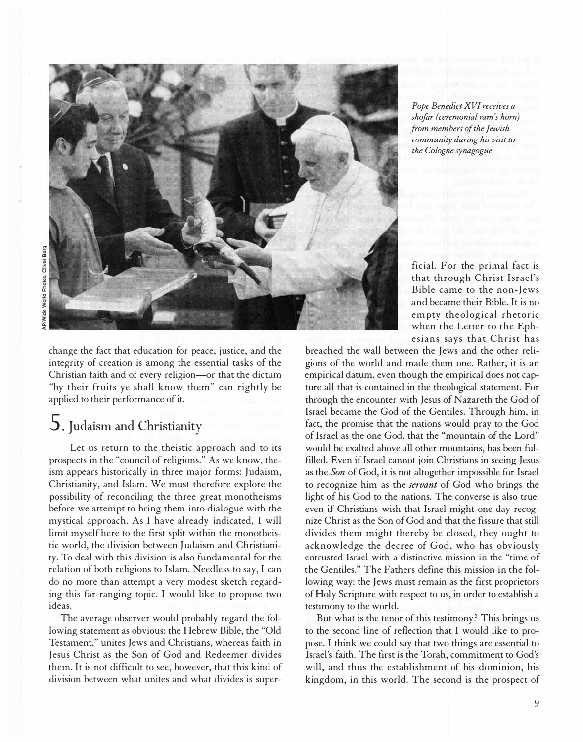Pope Benedict XVI receives a shofar (ceremonial ram's horn) from members of the Jewish community during his visit to the Cologne synagogue.

AP/Wide World Photos, Oliver Berg

change the fact that education for peace, justice, and the integrity of creation is among the essential tasks of the Christian faith and of every religion—or that the dictum "by their fruits ye shall know them" can rightly be applied to their performance of it.

## 5. Judaism and Christianity

Let us return to the theistic approach and to its prospects in the "council of religions." As we know, theism appears historically in three major forms: Judaism, Christianity, and Islam. We must therefore explore the possibility of reconciling the three great monotheisms before we attempt to bring them into dialogue with the mystical approach. As I have already indicated, I will limit myself here to the first split within the monotheistic world, the division between Judaism and Christianity. To deal with this division is also fundamental for the relation of both religions to Islam. Needless to say, I can do no more than attempt a very modest sketch regarding this far-ranging topic. I would like to propose two ideas.

The average observer would probably regard the following statement as obvious: the Hebrew Bible, the "Old Testament," unites Jews and Christians, whereas faith in Jesus Christ as the Son of God and Redeemer divides them. It is not difficult to see, however, that this kind of division between what unites and what divides is superficial. For the primal fact is that through Christ Israel's Bible came to the non-Jews and became their Bible. It is no empty theological rhetoric when the Letter to the Ephesians says that Christ has breached the wall between the Jews and the other religions of the world and made them one. Rather, it is an empirical datum, even though the empirical does not capture all that is contained in the theological statement. For through the encounter with Jesus of Nazareth the God of Israel became the God of the Gentiles. Through him, in fact, the promise that the nations would pray to the God of Israel as the one God, that the "mountain of the Lord" would be exalted above all other mountains, has been fulfilled. Even if Israel cannot join Christians in seeing Jesus as the *Son* of God, it is not altogether impossible for Israel to recognize him as the *servant* of God who brings the light of his God to the nations. The converse is also true: even if Christians wish that Israel might one day recognize Christ as the Son of God and that the fissure that still divides them might thereby be closed, they ought to acknowledge the decree of God, who has obviously entrusted Israel with a distinctive mission in the "time of the Gentiles." The Fathers define this mission in the following way: the Jews must remain as the first proprietors of Holy Scripture with respect to us, in order to establish a testimony to the world.

But what is the tenor of this testimony? This brings us to the second line of reflection that I would like to propose. I think we could say that two things are essential to Israel's faith. The first is the Torah, commitment to God's will, and thus the establishment of his dominion, his kingdom, in this world. The second is the prospect of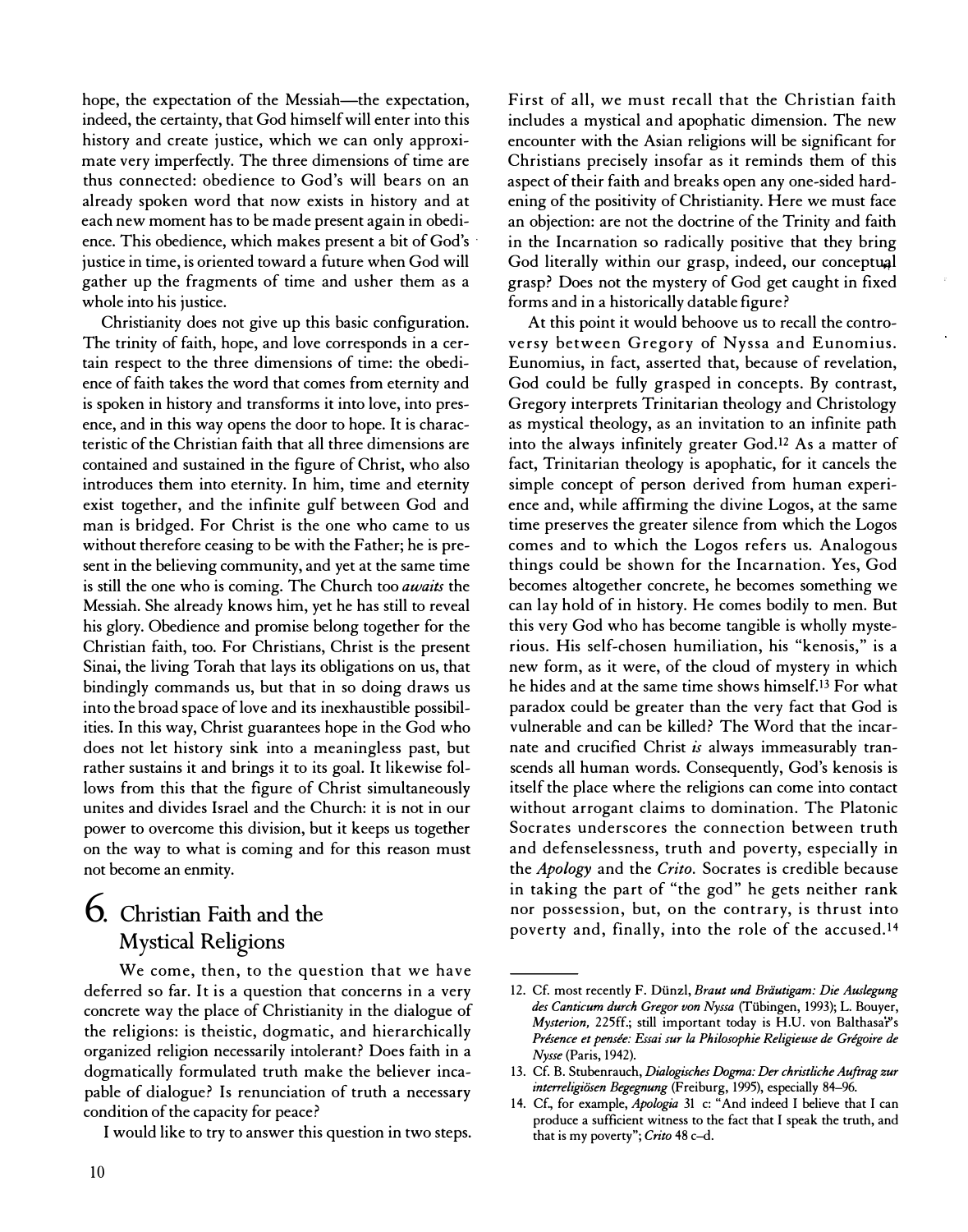hope, the expectation of the Messiah—the expectation, indeed, the certainty, that God himself will enter into this history and create justice, which we can only approximate very imperfectly. The three dimensions of time are thus connected: obedience to God's will bears on an already spoken word that now exists in history and at each new moment has to be made present again in obedience. This obedience, which makes present a bit of God's justice in time, is oriented toward a future when God will gather up the fragments of time and usher them as a whole into his justice.

Christianity does not give up this basic configuration. The trinity of faith, hope, and love corresponds in a certain respect to the three dimensions of time: the obedience of faith takes the word that comes from eternity and is spoken in history and transforms it into love, into presence, and in this way opens the door to hope. It is characteristic of the Christian faith that all three dimensions are contained and sustained in the figure of Christ, who also introduces them into eternity. In him, time and eternity exist together, and the infinite gulf between God and man is bridged. For Christ is the one who came to us without therefore ceasing to be with the Father; he is present in the believing community, and yet at the same time is still the one who is coming. The Church too *awaits* the Messiah. She already knows him, yet he has still to reveal his glory. Obedience and promise belong together for the Christian faith, too. For Christians, Christ is the present Sinai, the living Torah that lays its obligations on us, that bindingly commands us, but that in so doing draws us into the broad space of love and its inexhaustible possibilities. In this way, Christ guarantees hope in the God who does not let history sink into a meaningless past, but rather sustains it and brings it to its goal. It likewise follows from this that the figure of Christ simultaneously unites and divides Israel and the Church: it is not in our power to overcome this division, but it keeps us together on the way to what is coming and for this reason must not become an enmity.

## 6. Christian Faith and the Mystical Religions

We come, then, to the question that we have deferred so far. It is a question that concerns in a very concrete way the place of Christianity in the dialogue of the religions: is theistic, dogmatic, and hierarchically organized religion necessarily intolerant? Does faith in a dogmatically formulated truth make the believer incapable of dialogue? Is renunciation of truth a necessary condition of the capacity for peace?

I would like to try to answer this question in two steps. First of all, we must recall that the Christian faith includes a mystical and apophatic dimension. The new encounter with the Asian religions will be significant for Christians precisely insofar as it reminds them of this aspect of their faith and breaks open any one-sided hardening of the positivity of Christianity. Here we must face an objection: are not the doctrine of the Trinity and faith in the Incarnation so radically positive that they bring God literally within our grasp, indeed, our conceptual grasp? Does not the mystery of God get caught in fixed forms and in a historically datable figure?

At this point it would behoove us to recall the controversy between Gregory of Nyssa and Eunomius. Eunomius, in fact, asserted that, because of revelation, God could be fully grasped in concepts. By contrast, Gregory interprets Trinitarian theology and Christology as mystical theology, as an invitation to an infinite path into the always infinitely greater God.[12] As a matter of fact, Trinitarian theology is apophatic, for it cancels the simple concept of person derived from human experience and, while affirming the divine Logos, at the same time preserves the greater silence from which the Logos comes and to which the Logos refers us. Analogous things could be shown for the Incarnation. Yes, God becomes altogether concrete, he becomes something we can lay hold of in history. He comes bodily to men. But this very God who has become tangible is wholly mysterious. His self-chosen humiliation, his "kenosis," is a new form, as it were, of the cloud of mystery in which he hides and at the same time shows himself.[13] For what paradox could be greater than the very fact that God is vulnerable and can be killed? The Word that the incarnate and crucified Christ *is* always immeasurably transcends all human words. Consequently, God's kenosis is itself the place where the religions can come into contact without arrogant claims to domination. The Platonic Socrates underscores the connection between truth and defenselessness, truth and poverty, especially in the *Apology* and the *Crito*. Socrates is credible because in taking the part of "the god" he gets neither rank nor possession, but, on the contrary, is thrust into poverty and, finally, into the role of the accused.[14]

---

12. Cf. most recently F. Dünzl, *Braut und Bräutigam: Die Auslegung des Canticum durch Gregor von Nyssa* (Tübingen, 1993); L. Bouyer, *Mysterion,* 225ff.; still important today is H.U. von Balthasar's *Présence et pensée: Essai sur la Philosophie Religieuse de Grégoire de Nysse* (Paris, 1942).

13. Cf. B. Stubenrauch, *Dialogisches Dogma: Der christliche Auftrag zur interreligiösen Begegnung* (Freiburg, 1995), especially 84–96.

14. Cf., for example, *Apologia* 31 c: "And indeed I believe that I can produce a sufficient witness to the fact that I speak the truth, and that is my poverty"; *Crito* 48 c–d.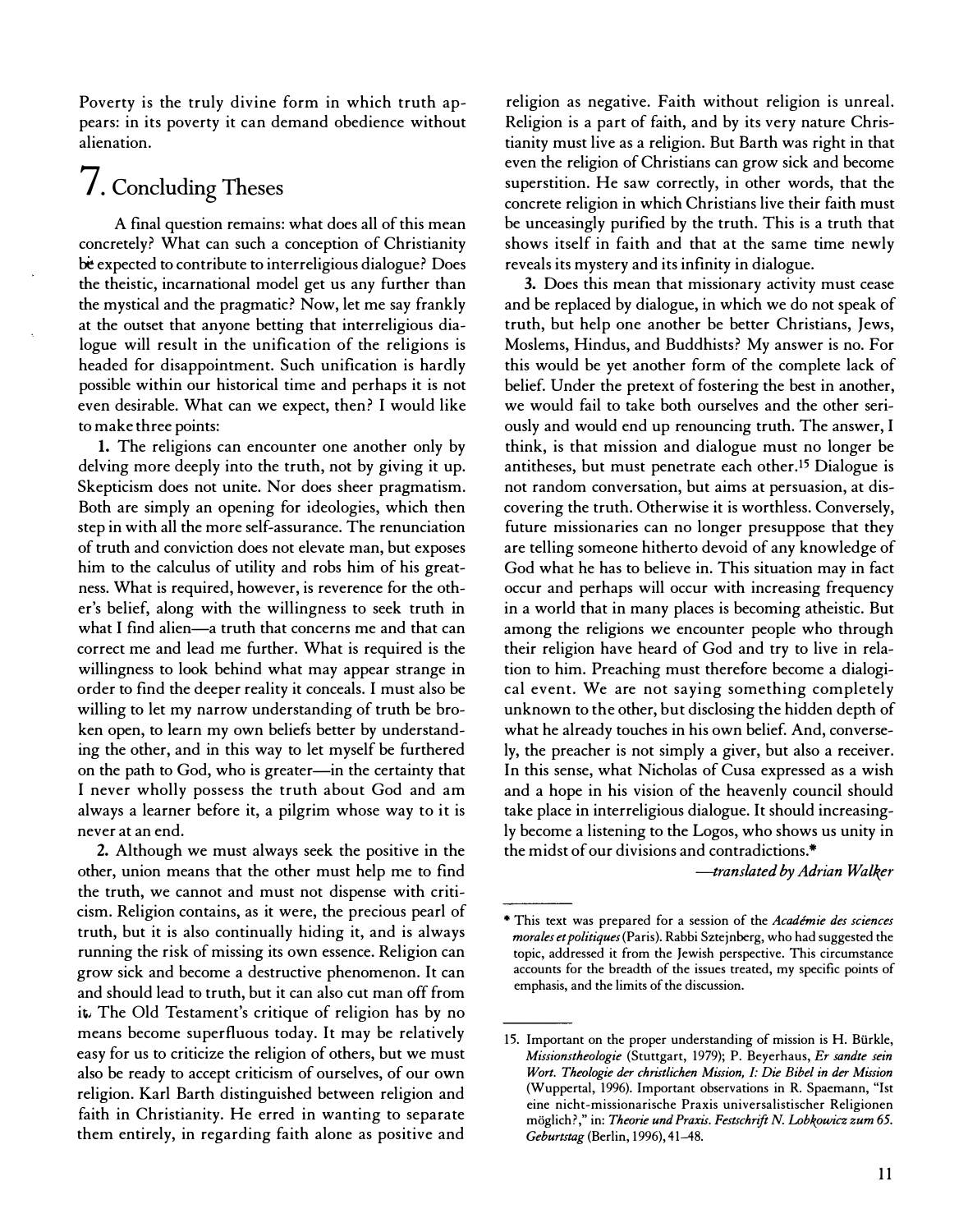Poverty is the truly divine form in which truth appears: in its poverty it can demand obedience without alienation.

## 7. Concluding Theses

A final question remains: what does all of this mean concretely? What can such a conception of Christianity be expected to contribute to interreligious dialogue? Does the theistic, incarnational model get us any further than the mystical and the pragmatic? Now, let me say frankly at the outset that anyone betting that interreligious dialogue will result in the unification of the religions is headed for disappointment. Such unification is hardly possible within our historical time and perhaps it is not even desirable. What can we expect, then? I would like to make three points:

**1.** The religions can encounter one another only by delving more deeply into the truth, not by giving it up. Skepticism does not unite. Nor does sheer pragmatism. Both are simply an opening for ideologies, which then step in with all the more self-assurance. The renunciation of truth and conviction does not elevate man, but exposes him to the calculus of utility and robs him of his greatness. What is required, however, is reverence for the other's belief, along with the willingness to seek truth in what I find alien—a truth that concerns me and that can correct me and lead me further. What is required is the willingness to look behind what may appear strange in order to find the deeper reality it conceals. I must also be willing to let my narrow understanding of truth be broken open, to learn my own beliefs better by understanding the other, and in this way to let myself be furthered on the path to God, who is greater—in the certainty that I never wholly possess the truth about God and am always a learner before it, a pilgrim whose way to it is never at an end.

**2.** Although we must always seek the positive in the other, union means that the other must help me to find the truth, we cannot and must not dispense with criticism. Religion contains, as it were, the precious pearl of truth, but it is also continually hiding it, and is always running the risk of missing its own essence. Religion can grow sick and become a destructive phenomenon. It can and should lead to truth, but it can also cut man off from it. The Old Testament's critique of religion has by no means become superfluous today. It may be relatively easy for us to criticize the religion of others, but we must also be ready to accept criticism of ourselves, of our own religion. Karl Barth distinguished between religion and faith in Christianity. He erred in wanting to separate them entirely, in regarding faith alone as positive and religion as negative. Faith without religion is unreal. Religion is a part of faith, and by its very nature Christianity must live as a religion. But Barth was right in that even the religion of Christians can grow sick and become superstition. He saw correctly, in other words, that the concrete religion in which Christians live their faith must be unceasingly purified by the truth. This is a truth that shows itself in faith and that at the same time newly reveals its mystery and its infinity in dialogue.

**3.** Does this mean that missionary activity must cease and be replaced by dialogue, in which we do not speak of truth, but help one another be better Christians, Jews, Moslems, Hindus, and Buddhists? My answer is no. For this would be yet another form of the complete lack of belief. Under the pretext of fostering the best in another, we would fail to take both ourselves and the other seriously and would end up renouncing truth. The answer, I think, is that mission and dialogue must no longer be antitheses, but must penetrate each other.[15] Dialogue is not random conversation, but aims at persuasion, at discovering the truth. Otherwise it is worthless. Conversely, future missionaries can no longer presuppose that they are telling someone hitherto devoid of any knowledge of God what he has to believe in. This situation may in fact occur and perhaps will occur with increasing frequency in a world that in many places is becoming atheistic. But among the religions we encounter people who through their religion have heard of God and try to live in relation to him. Preaching must therefore become a dialogical event. We are not saying something completely unknown to the other, but disclosing the hidden depth of what he already touches in his own belief. And, conversely, the preacher is not simply a giver, but also a receiver. In this sense, what Nicholas of Cusa expressed as a wish and a hope in his vision of the heavenly council should take place in interreligious dialogue. It should increasingly become a listening to the Logos, who shows us unity in the midst of our divisions and contradictions.*

—*translated by Adrian Walker*

---

\* This text was prepared for a session of the *Académie des sciences morales et politiques* (Paris). Rabbi Sztejnberg, who had suggested the topic, addressed it from the Jewish perspective. This circumstance accounts for the breadth of the issues treated, my specific points of emphasis, and the limits of the discussion.

---

15. Important on the proper understanding of mission is H. Bürkle, *Missionstheologie* (Stuttgart, 1979); P. Beyerhaus, *Er sandte sein Wort. Theologie der christlichen Mission, I: Die Bibel in der Mission* (Wuppertal, 1996). Important observations in R. Spaemann, "Ist eine nicht-missionarische Praxis universalistischer Religionen möglich?," in: *Theorie und Praxis. Festschrift N. Lobkowicz zum 65. Geburtstag* (Berlin, 1996), 41–48.